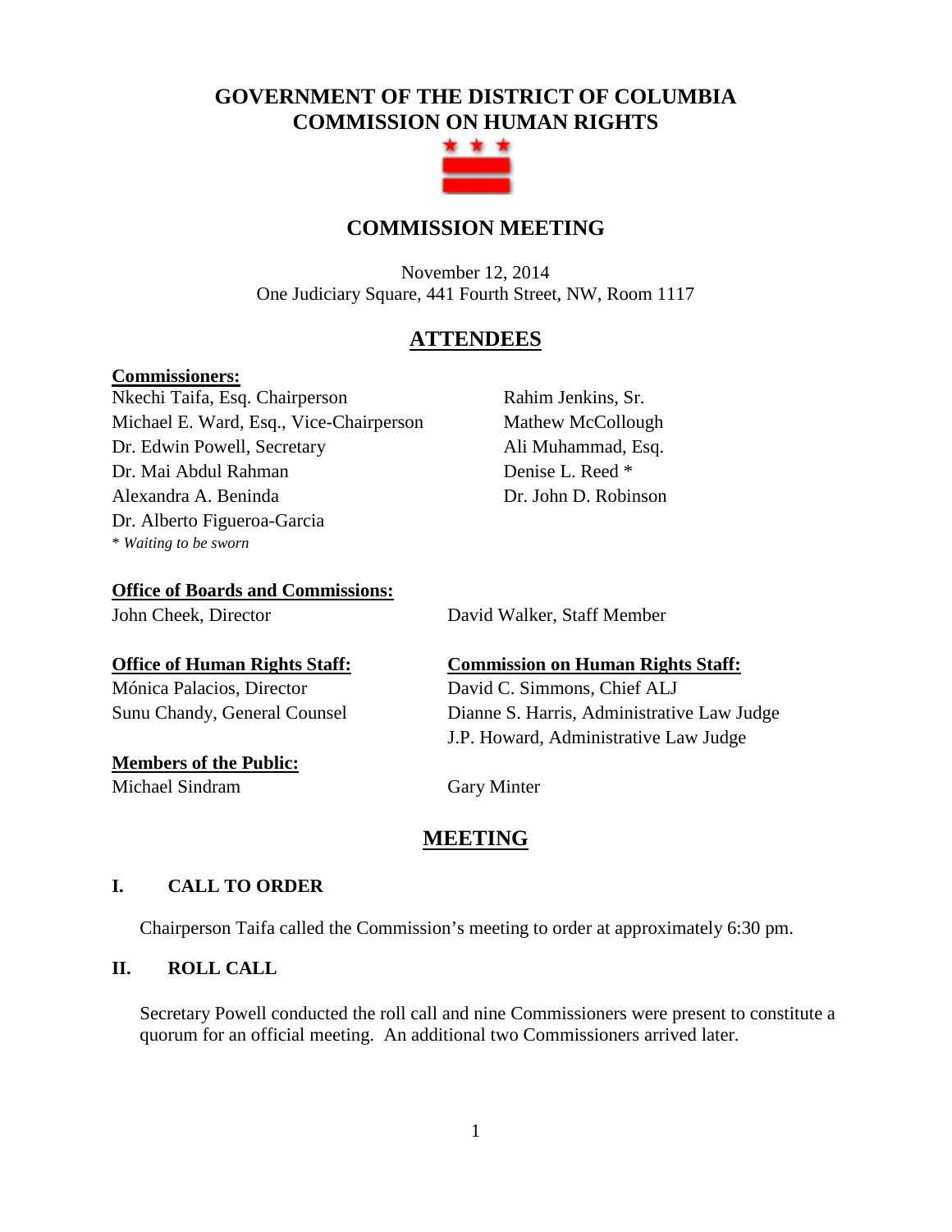# GOVERNMENT OF THE DISTRICT OF COLUMBIA
# COMMISSION ON HUMAN RIGHTS

## COMMISSION MEETING

November 12, 2014
One Judiciary Square, 441 Fourth Street, NW, Room 1117

## ATTENDEES

**Commissioners:**

Nkechi Taifa, Esq. Chairperson
Michael E. Ward, Esq., Vice-Chairperson
Dr. Edwin Powell, Secretary
Dr. Mai Abdul Rahman
Alexandra A. Beninda
Dr. Alberto Figueroa-Garcia
Rahim Jenkins, Sr.
Mathew McCollough
Ali Muhammad, Esq.
Denise L. Reed *
Dr. John D. Robinson

* *Waiting to be sworn*

**Office of Boards and Commissions:**

John Cheek, Director
David Walker, Staff Member

**Office of Human Rights Staff:**

Mónica Palacios, Director
Sunu Chandy, General Counsel

**Commission on Human Rights Staff:**

David C. Simmons, Chief ALJ
Dianne S. Harris, Administrative Law Judge
J.P. Howard, Administrative Law Judge

**Members of the Public:**

Michael Sindram
Gary Minter

## MEETING

### I. CALL TO ORDER

Chairperson Taifa called the Commission's meeting to order at approximately 6:30 pm.

### II. ROLL CALL

Secretary Powell conducted the roll call and nine Commissioners were present to constitute a quorum for an official meeting. An additional two Commissioners arrived later.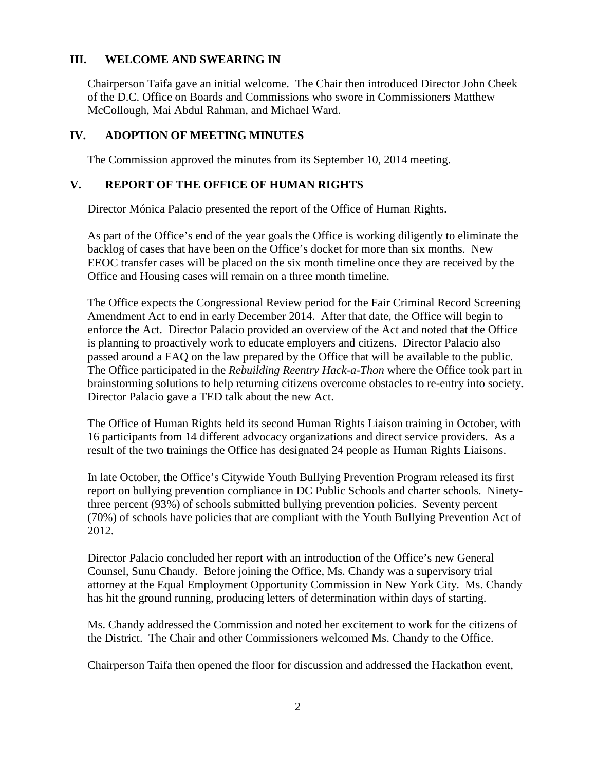## III. WELCOME AND SWEARING IN

Chairperson Taifa gave an initial welcome. The Chair then introduced Director John Cheek of the D.C. Office on Boards and Commissions who swore in Commissioners Matthew McCollough, Mai Abdul Rahman, and Michael Ward.

## IV. ADOPTION OF MEETING MINUTES

The Commission approved the minutes from its September 10, 2014 meeting.

## V. REPORT OF THE OFFICE OF HUMAN RIGHTS

Director Mónica Palacio presented the report of the Office of Human Rights.

As part of the Office's end of the year goals the Office is working diligently to eliminate the backlog of cases that have been on the Office's docket for more than six months. New EEOC transfer cases will be placed on the six month timeline once they are received by the Office and Housing cases will remain on a three month timeline.

The Office expects the Congressional Review period for the Fair Criminal Record Screening Amendment Act to end in early December 2014. After that date, the Office will begin to enforce the Act. Director Palacio provided an overview of the Act and noted that the Office is planning to proactively work to educate employers and citizens. Director Palacio also passed around a FAQ on the law prepared by the Office that will be available to the public. The Office participated in the *Rebuilding Reentry Hack-a-Thon* where the Office took part in brainstorming solutions to help returning citizens overcome obstacles to re-entry into society. Director Palacio gave a TED talk about the new Act.

The Office of Human Rights held its second Human Rights Liaison training in October, with 16 participants from 14 different advocacy organizations and direct service providers. As a result of the two trainings the Office has designated 24 people as Human Rights Liaisons.

In late October, the Office's Citywide Youth Bullying Prevention Program released its first report on bullying prevention compliance in DC Public Schools and charter schools. Ninety-three percent (93%) of schools submitted bullying prevention policies. Seventy percent (70%) of schools have policies that are compliant with the Youth Bullying Prevention Act of 2012.

Director Palacio concluded her report with an introduction of the Office's new General Counsel, Sunu Chandy. Before joining the Office, Ms. Chandy was a supervisory trial attorney at the Equal Employment Opportunity Commission in New York City. Ms. Chandy has hit the ground running, producing letters of determination within days of starting.

Ms. Chandy addressed the Commission and noted her excitement to work for the citizens of the District. The Chair and other Commissioners welcomed Ms. Chandy to the Office.

Chairperson Taifa then opened the floor for discussion and addressed the Hackathon event,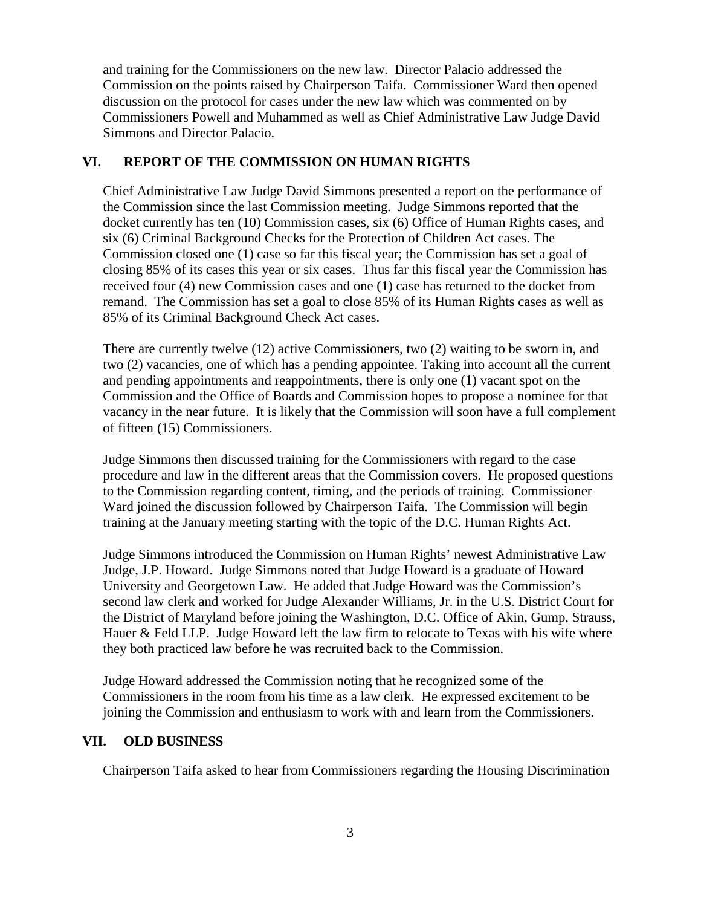and training for the Commissioners on the new law. Director Palacio addressed the Commission on the points raised by Chairperson Taifa. Commissioner Ward then opened discussion on the protocol for cases under the new law which was commented on by Commissioners Powell and Muhammed as well as Chief Administrative Law Judge David Simmons and Director Palacio.

## VI. REPORT OF THE COMMISSION ON HUMAN RIGHTS

Chief Administrative Law Judge David Simmons presented a report on the performance of the Commission since the last Commission meeting. Judge Simmons reported that the docket currently has ten (10) Commission cases, six (6) Office of Human Rights cases, and six (6) Criminal Background Checks for the Protection of Children Act cases. The Commission closed one (1) case so far this fiscal year; the Commission has set a goal of closing 85% of its cases this year or six cases. Thus far this fiscal year the Commission has received four (4) new Commission cases and one (1) case has returned to the docket from remand. The Commission has set a goal to close 85% of its Human Rights cases as well as 85% of its Criminal Background Check Act cases.

There are currently twelve (12) active Commissioners, two (2) waiting to be sworn in, and two (2) vacancies, one of which has a pending appointee. Taking into account all the current and pending appointments and reappointments, there is only one (1) vacant spot on the Commission and the Office of Boards and Commission hopes to propose a nominee for that vacancy in the near future. It is likely that the Commission will soon have a full complement of fifteen (15) Commissioners.

Judge Simmons then discussed training for the Commissioners with regard to the case procedure and law in the different areas that the Commission covers. He proposed questions to the Commission regarding content, timing, and the periods of training. Commissioner Ward joined the discussion followed by Chairperson Taifa. The Commission will begin training at the January meeting starting with the topic of the D.C. Human Rights Act.

Judge Simmons introduced the Commission on Human Rights' newest Administrative Law Judge, J.P. Howard. Judge Simmons noted that Judge Howard is a graduate of Howard University and Georgetown Law. He added that Judge Howard was the Commission's second law clerk and worked for Judge Alexander Williams, Jr. in the U.S. District Court for the District of Maryland before joining the Washington, D.C. Office of Akin, Gump, Strauss, Hauer & Feld LLP. Judge Howard left the law firm to relocate to Texas with his wife where they both practiced law before he was recruited back to the Commission.

Judge Howard addressed the Commission noting that he recognized some of the Commissioners in the room from his time as a law clerk. He expressed excitement to be joining the Commission and enthusiasm to work with and learn from the Commissioners.

## VII. OLD BUSINESS

Chairperson Taifa asked to hear from Commissioners regarding the Housing Discrimination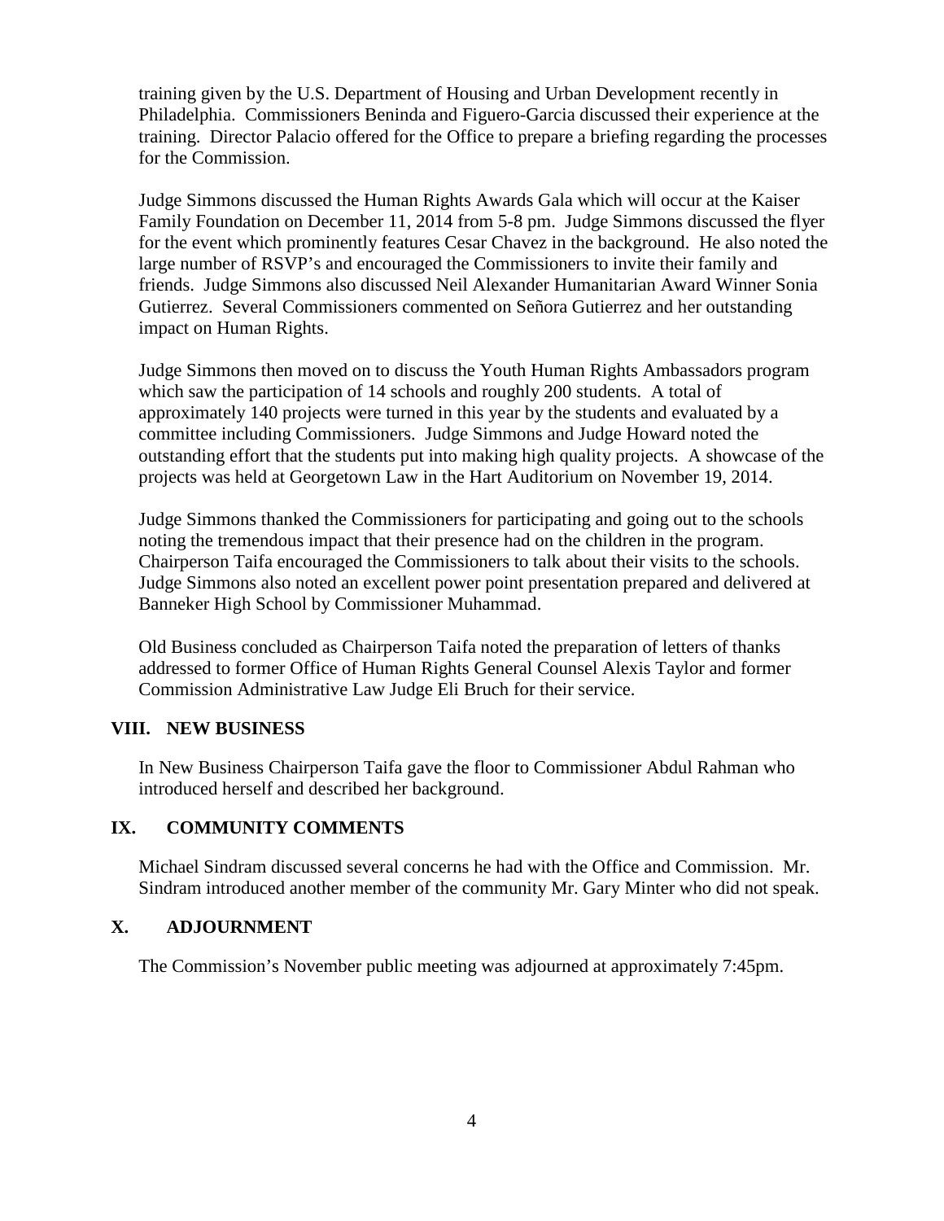training given by the U.S. Department of Housing and Urban Development recently in Philadelphia. Commissioners Beninda and Figuero-Garcia discussed their experience at the training. Director Palacio offered for the Office to prepare a briefing regarding the processes for the Commission.

Judge Simmons discussed the Human Rights Awards Gala which will occur at the Kaiser Family Foundation on December 11, 2014 from 5-8 pm. Judge Simmons discussed the flyer for the event which prominently features Cesar Chavez in the background. He also noted the large number of RSVP's and encouraged the Commissioners to invite their family and friends. Judge Simmons also discussed Neil Alexander Humanitarian Award Winner Sonia Gutierrez. Several Commissioners commented on Señora Gutierrez and her outstanding impact on Human Rights.

Judge Simmons then moved on to discuss the Youth Human Rights Ambassadors program which saw the participation of 14 schools and roughly 200 students. A total of approximately 140 projects were turned in this year by the students and evaluated by a committee including Commissioners. Judge Simmons and Judge Howard noted the outstanding effort that the students put into making high quality projects. A showcase of the projects was held at Georgetown Law in the Hart Auditorium on November 19, 2014.

Judge Simmons thanked the Commissioners for participating and going out to the schools noting the tremendous impact that their presence had on the children in the program. Chairperson Taifa encouraged the Commissioners to talk about their visits to the schools. Judge Simmons also noted an excellent power point presentation prepared and delivered at Banneker High School by Commissioner Muhammad.

Old Business concluded as Chairperson Taifa noted the preparation of letters of thanks addressed to former Office of Human Rights General Counsel Alexis Taylor and former Commission Administrative Law Judge Eli Bruch for their service.

## VIII. NEW BUSINESS

In New Business Chairperson Taifa gave the floor to Commissioner Abdul Rahman who introduced herself and described her background.

## IX. COMMUNITY COMMENTS

Michael Sindram discussed several concerns he had with the Office and Commission. Mr. Sindram introduced another member of the community Mr. Gary Minter who did not speak.

## X. ADJOURNMENT

The Commission's November public meeting was adjourned at approximately 7:45pm.